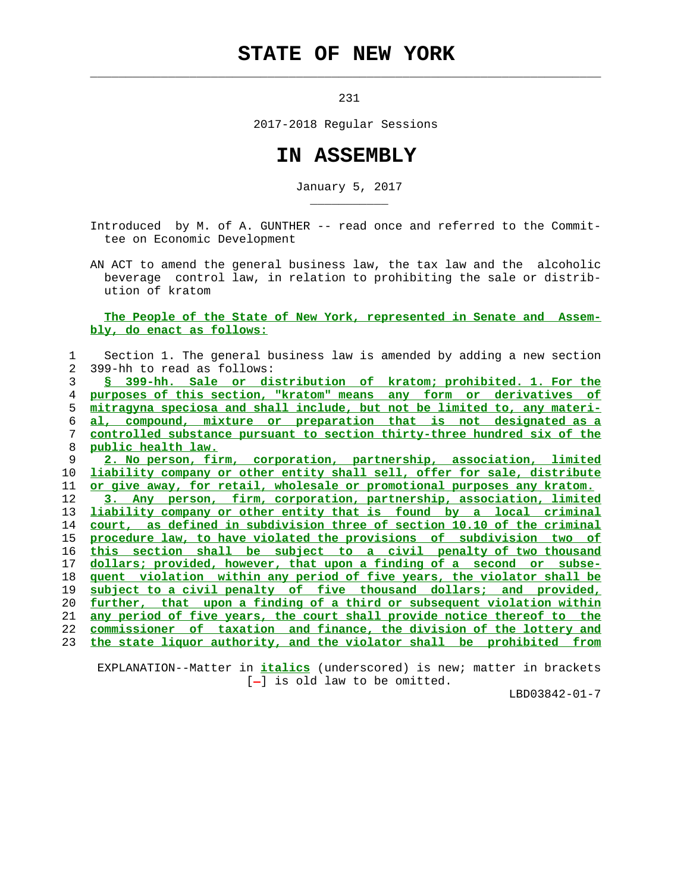# STATE OF NEW YORK

231

2017-2018 Regular Sessions

# IN ASSEMBLY

January 5, 2017

Introduced by M. of A. GUNTHER -- read once and referred to the Committee on Economic Development

AN ACT to amend the general business law, the tax law and the alcoholic beverage control law, in relation to prohibiting the sale or distribution of kratom

**The People of the State of New York, represented in Senate and Assembly, do enact as follows:**

1 Section 1. The general business law is amended by adding a new section
2 399-hh to read as follows:
3 **§ 399-hh. Sale or distribution of kratom; prohibited. 1. For the**
4 **purposes of this section, "kratom" means any form or derivatives of**
5 **mitragyna speciosa and shall include, but not be limited to, any materi-**
6 **al, compound, mixture or preparation that is not designated as a**
7 **controlled substance pursuant to section thirty-three hundred six of the**
8 **public health law.**
9 **2. No person, firm, corporation, partnership, association, limited**
10 **liability company or other entity shall sell, offer for sale, distribute**
11 **or give away, for retail, wholesale or promotional purposes any kratom.**
12 **3. Any person, firm, corporation, partnership, association, limited**
13 **liability company or other entity that is found by a local criminal**
14 **court, as defined in subdivision three of section 10.10 of the criminal**
15 **procedure law, to have violated the provisions of subdivision two of**
16 **this section shall be subject to a civil penalty of two thousand**
17 **dollars; provided, however, that upon a finding of a second or subse-**
18 **quent violation within any period of five years, the violator shall be**
19 **subject to a civil penalty of five thousand dollars; and provided,**
20 **further, that upon a finding of a third or subsequent violation within**
21 **any period of five years, the court shall provide notice thereof to the**
22 **commissioner of taxation and finance, the division of the lottery and**
23 **the state liquor authority, and the violator shall be prohibited from**

EXPLANATION--Matter in ***italics*** (underscored) is new; matter in brackets [-] is old law to be omitted.

LBD03842-01-7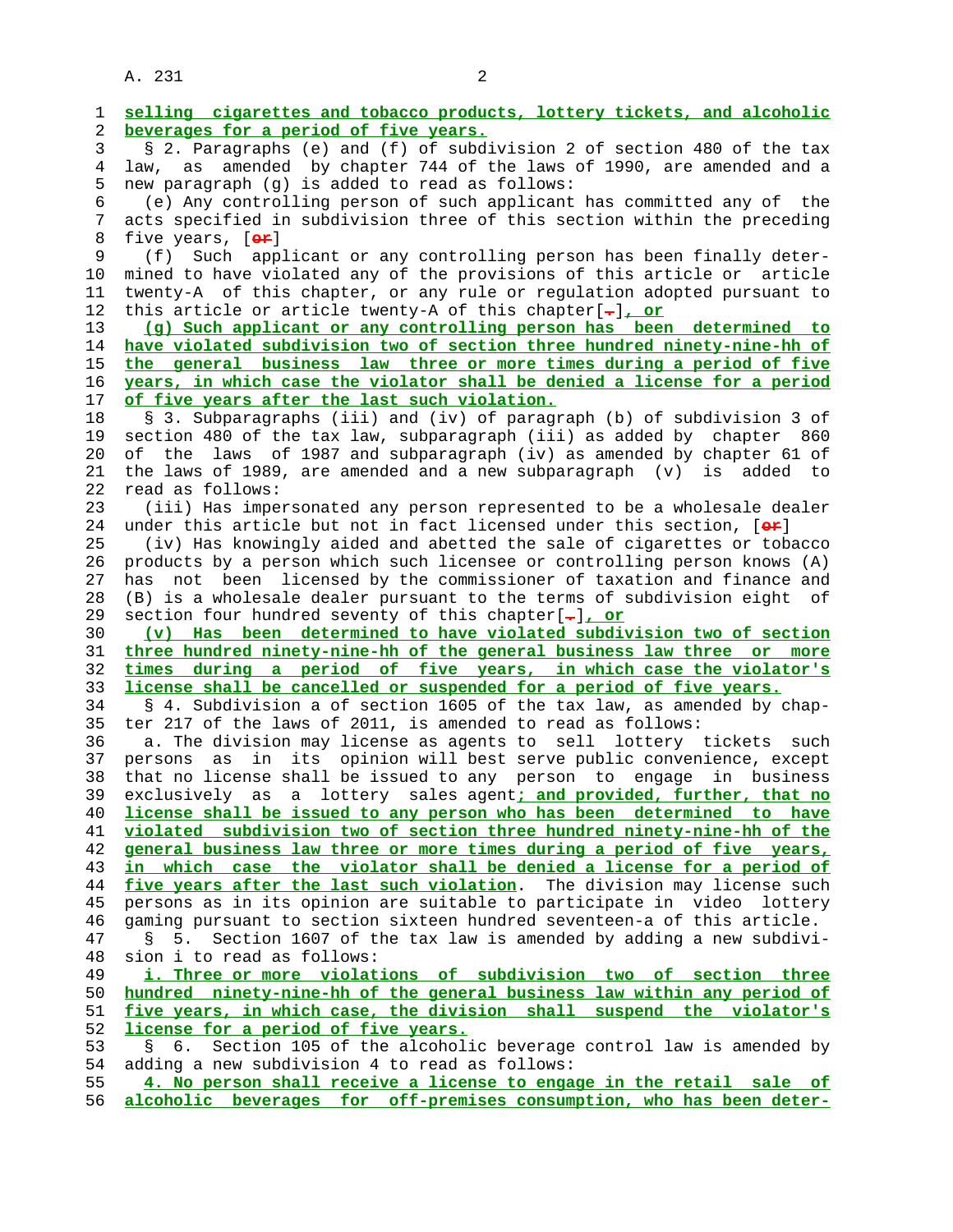selling cigarettes and tobacco products, lottery tickets, and alcoholic beverages for a period of five years.

§ 2. Paragraphs (e) and (f) of subdivision 2 of section 480 of the tax law, as amended by chapter 744 of the laws of 1990, are amended and a new paragraph (g) is added to read as follows:

(e) Any controlling person of such applicant has committed any of the acts specified in subdivision three of this section within the preceding five years, [or]

(f) Such applicant or any controlling person has been finally determined to have violated any of the provisions of this article or article twenty-A of this chapter, or any rule or regulation adopted pursuant to this article or article twenty-A of this chapter[.], or

(g) Such applicant or any controlling person has been determined to have violated subdivision two of section three hundred ninety-nine-hh of the general business law three or more times during a period of five years, in which case the violator shall be denied a license for a period of five years after the last such violation.

§ 3. Subparagraphs (iii) and (iv) of paragraph (b) of subdivision 3 of section 480 of the tax law, subparagraph (iii) as added by chapter 860 of the laws of 1987 and subparagraph (iv) as amended by chapter 61 of the laws of 1989, are amended and a new subparagraph (v) is added to read as follows:

(iii) Has impersonated any person represented to be a wholesale dealer under this article but not in fact licensed under this section, [or]

(iv) Has knowingly aided and abetted the sale of cigarettes or tobacco products by a person which such licensee or controlling person knows (A) has not been licensed by the commissioner of taxation and finance and (B) is a wholesale dealer pursuant to the terms of subdivision eight of section four hundred seventy of this chapter[.], or

(v) Has been determined to have violated subdivision two of section three hundred ninety-nine-hh of the general business law three or more times during a period of five years, in which case the violator's license shall be cancelled or suspended for a period of five years.

§ 4. Subdivision a of section 1605 of the tax law, as amended by chapter 217 of the laws of 2011, is amended to read as follows:

a. The division may license as agents to sell lottery tickets such persons as in its opinion will best serve public convenience, except that no license shall be issued to any person to engage in business exclusively as a lottery sales agent; and provided, further, that no license shall be issued to any person who has been determined to have violated subdivision two of section three hundred ninety-nine-hh of the general business law three or more times during a period of five years, in which case the violator shall be denied a license for a period of five years after the last such violation. The division may license such persons as in its opinion are suitable to participate in video lottery gaming pursuant to section sixteen hundred seventeen-a of this article.

§ 5. Section 1607 of the tax law is amended by adding a new subdivision i to read as follows:

i. Three or more violations of subdivision two of section three hundred ninety-nine-hh of the general business law within any period of five years, in which case, the division shall suspend the violator's license for a period of five years.

§ 6. Section 105 of the alcoholic beverage control law is amended by adding a new subdivision 4 to read as follows:

4. No person shall receive a license to engage in the retail sale of alcoholic beverages for off-premises consumption, who has been deter-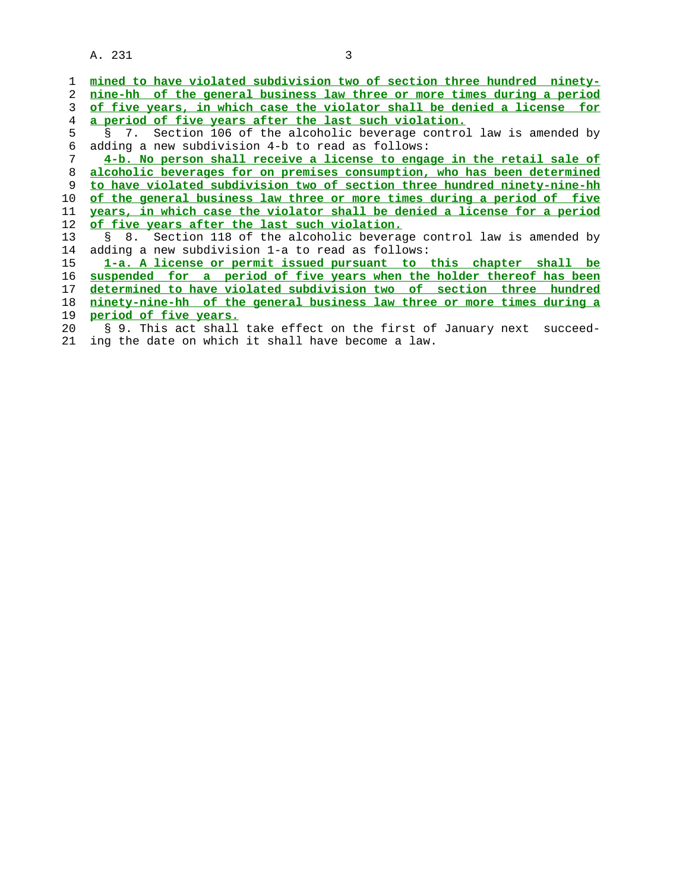mined to have violated subdivision two of section three hundred ninety-nine-hh of the general business law three or more times during a period of five years, in which case the violator shall be denied a license for a period of five years after the last such violation.

§ 7. Section 106 of the alcoholic beverage control law is amended by adding a new subdivision 4-b to read as follows:

4-b. No person shall receive a license to engage in the retail sale of alcoholic beverages for on premises consumption, who has been determined to have violated subdivision two of section three hundred ninety-nine-hh of the general business law three or more times during a period of five years, in which case the violator shall be denied a license for a period of five years after the last such violation.

§ 8. Section 118 of the alcoholic beverage control law is amended by adding a new subdivision 1-a to read as follows:

1-a. A license or permit issued pursuant to this chapter shall be suspended for a period of five years when the holder thereof has been determined to have violated subdivision two of section three hundred ninety-nine-hh of the general business law three or more times during a period of five years.

§ 9. This act shall take effect on the first of January next succeeding the date on which it shall have become a law.